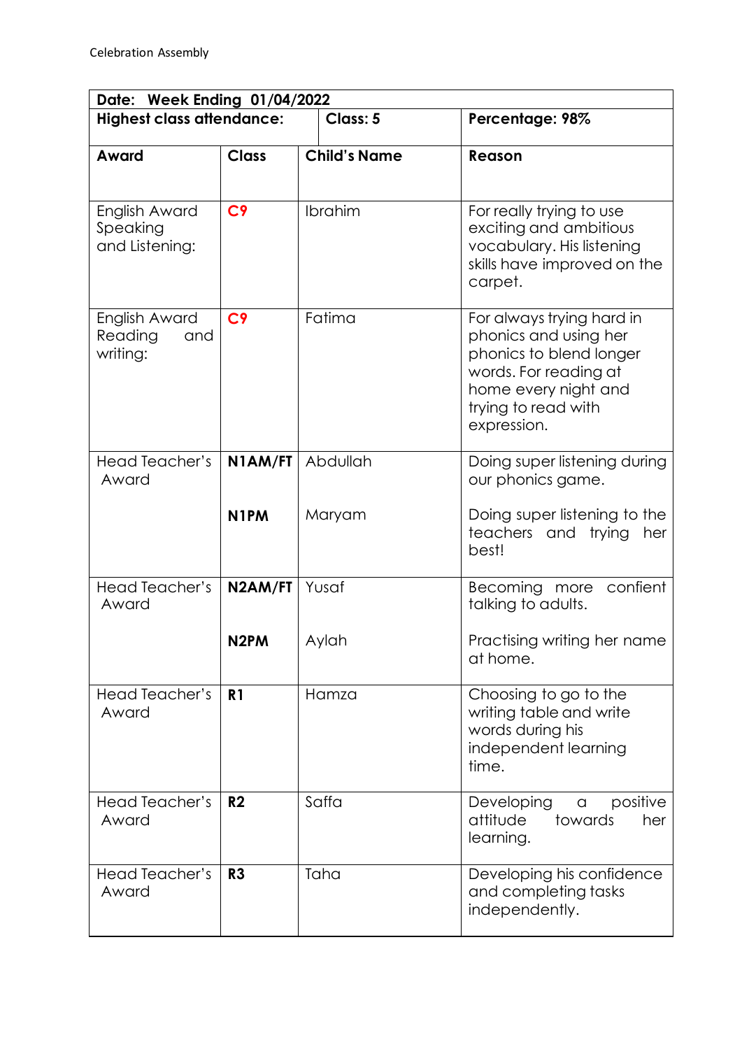Celebration Assembly

| Date: Week Ending 01/04/2022 | | | |
|---|---|---|---|
| **Highest class attendance:** | | **Class: 5** | **Percentage: 98%** |
| **Award** | **Class** | **Child's Name** | **Reason** |
| English Award Speaking and Listening: | **C9** | Ibrahim | For really trying to use exciting and ambitious vocabulary. His listening skills have improved on the carpet. |
| English Award Reading and writing: | **C9** | Fatima | For always trying hard in phonics and using her phonics to blend longer words. For reading at home every night and trying to read with expression. |
| Head Teacher's Award | **N1AM/FT** | Abdullah | Doing super listening during our phonics game. |
| | **N1PM** | Maryam | Doing super listening to the teachers and trying her best! |
| Head Teacher's Award | **N2AM/FT** | Yusaf | Becoming more confient talking to adults. |
| | **N2PM** | Aylah | Practising writing her name at home. |
| Head Teacher's Award | **R1** | Hamza | Choosing to go to the writing table and write words during his independent learning time. |
| Head Teacher's Award | **R2** | Saffa | Developing a positive attitude towards her learning. |
| Head Teacher's Award | **R3** | Taha | Developing his confidence and completing tasks independently. |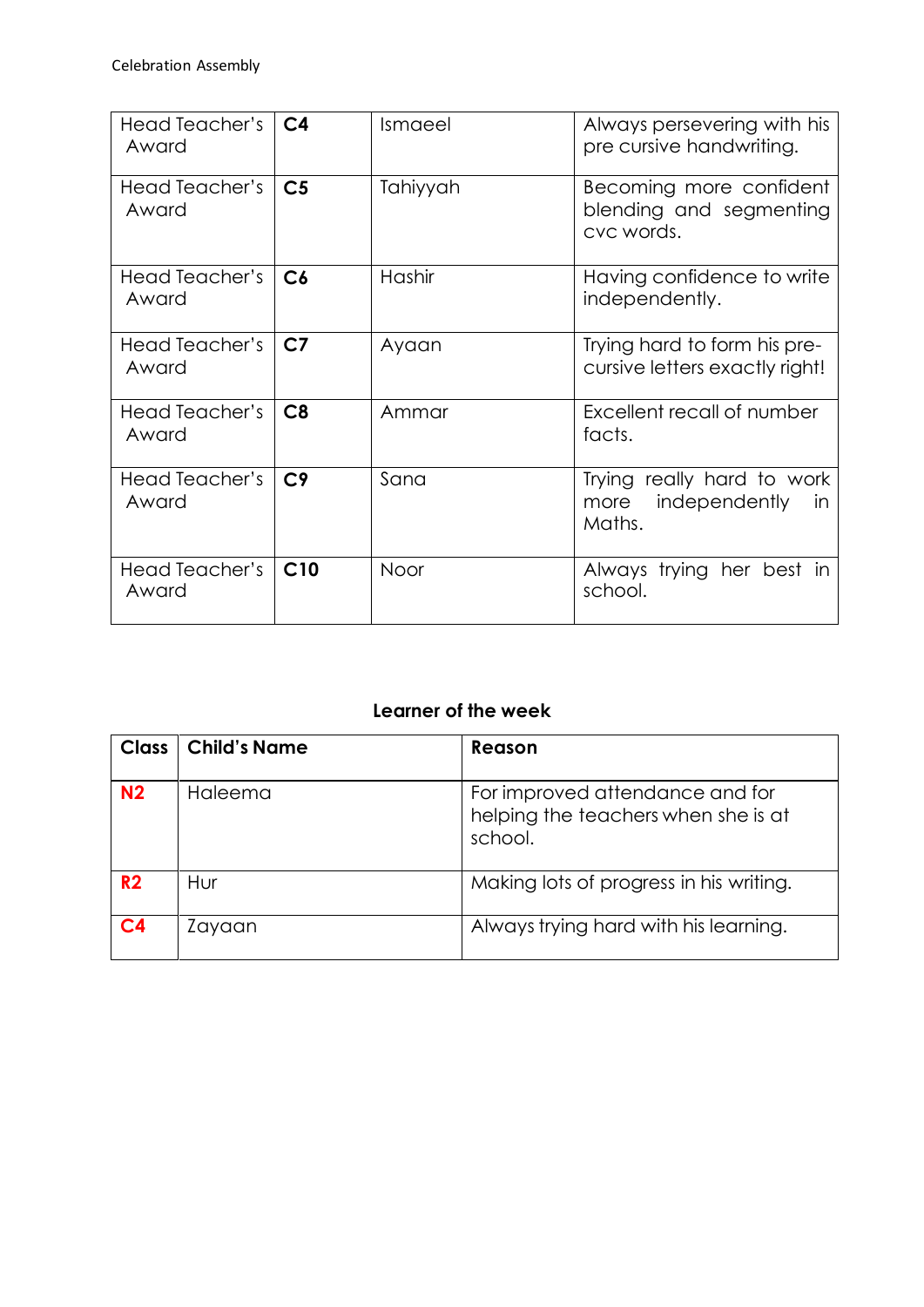| | | | |
|---|---|---|---|
| Head Teacher's Award | **C4** | Ismaeel | Always persevering with his pre cursive handwriting. |
| Head Teacher's Award | **C5** | Tahiyyah | Becoming more confident blending and segmenting cvc words. |
| Head Teacher's Award | **C6** | Hashir | Having confidence to write independently. |
| Head Teacher's Award | **C7** | Ayaan | Trying hard to form his pre-cursive letters exactly right! |
| Head Teacher's Award | **C8** | Ammar | Excellent recall of number facts. |
| Head Teacher's Award | **C9** | Sana | Trying really hard to work more independently in Maths. |
| Head Teacher's Award | **C10** | Noor | Always trying her best in school. |

**Learner of the week**

| Class | Child's Name | Reason |
|---|---|---|
| **N2** | Haleema | For improved attendance and for helping the teachers when she is at school. |
| **R2** | Hur | Making lots of progress in his writing. |
| **C4** | Zayaan | Always trying hard with his learning. |